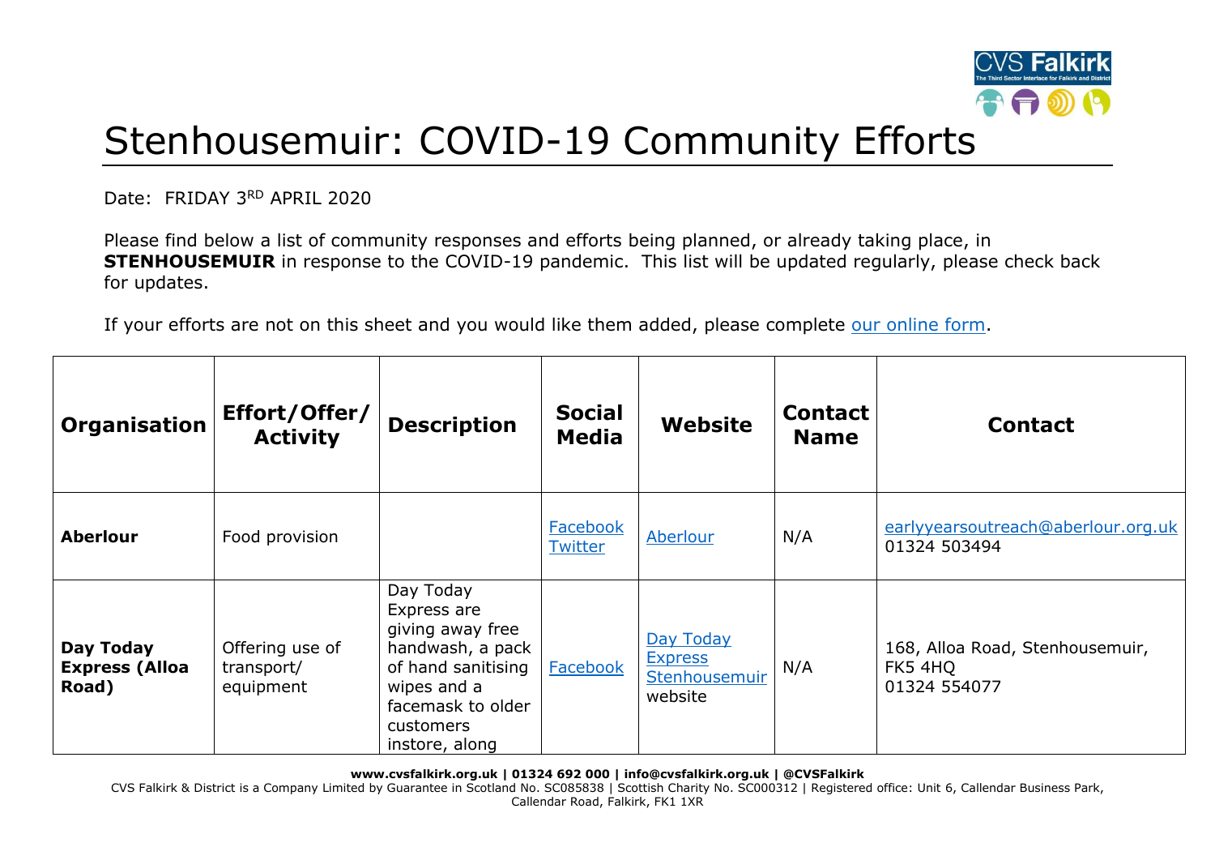# Stenhousemuir: COVID-19 Community Efforts

Date: FRIDAY 3RD APRIL 2020

Please find below a list of community responses and efforts being planned, or already taking place, in **STENHOUSEMUIR** in response to the COVID-19 pandemic. This list will be updated regularly, please check back for updates.

If your efforts are not on this sheet and you would like them added, please complete our online form.

| Organisation | Effort/Offer/Activity | Description | Social Media | Website | Contact Name | Contact |
|---|---|---|---|---|---|---|
| **Aberlour** | Food provision | | Facebook<br>Twitter | Aberlour | N/A | earlyyearsoutreach@aberlour.org.uk<br>01324 503494 |
| **Day Today Express (Alloa Road)** | Offering use of transport/ equipment | Day Today Express are giving away free handwash, a pack of hand sanitising wipes and a facemask to older customers instore, along | Facebook | Day Today Express Stenhousemuir website | N/A | 168, Alloa Road, Stenhousemuir, FK5 4HQ<br>01324 554077 |

**www.cvsfalkirk.org.uk | 01324 692 000 | info@cvsfalkirk.org.uk | @CVSFalkirk**

CVS Falkirk & District is a Company Limited by Guarantee in Scotland No. SC085838 | Scottish Charity No. SC000312 | Registered office: Unit 6, Callendar Business Park, Callendar Road, Falkirk, FK1 1XR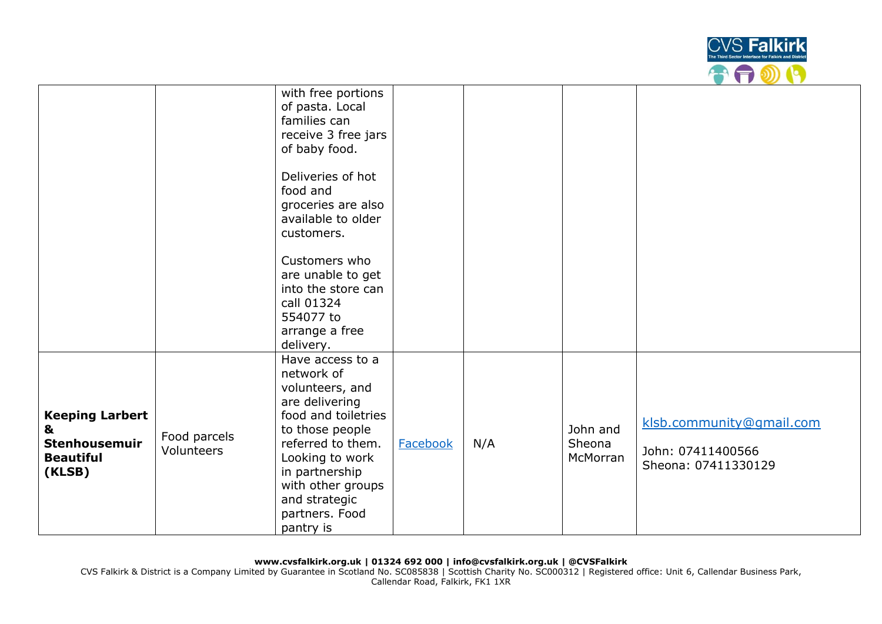| | | | | | | |
|---|---|---|---|---|---|---|
| | | with free portions of pasta. Local families can receive 3 free jars of baby food.<br><br>Deliveries of hot food and groceries are also available to older customers.<br><br>Customers who are unable to get into the store can call 01324 554077 to arrange a free delivery. | | | | |
| **Keeping Larbert & Stenhousemuir Beautiful (KLSB)** | Food parcels Volunteers | Have access to a network of volunteers, and are delivering food and toiletries to those people referred to them. Looking to work in partnership with other groups and strategic partners. Food pantry is | Facebook | N/A | John and Sheona McMorran | klsb.community@gmail.com<br><br>John: 07411400566<br>Sheona: 07411330129 |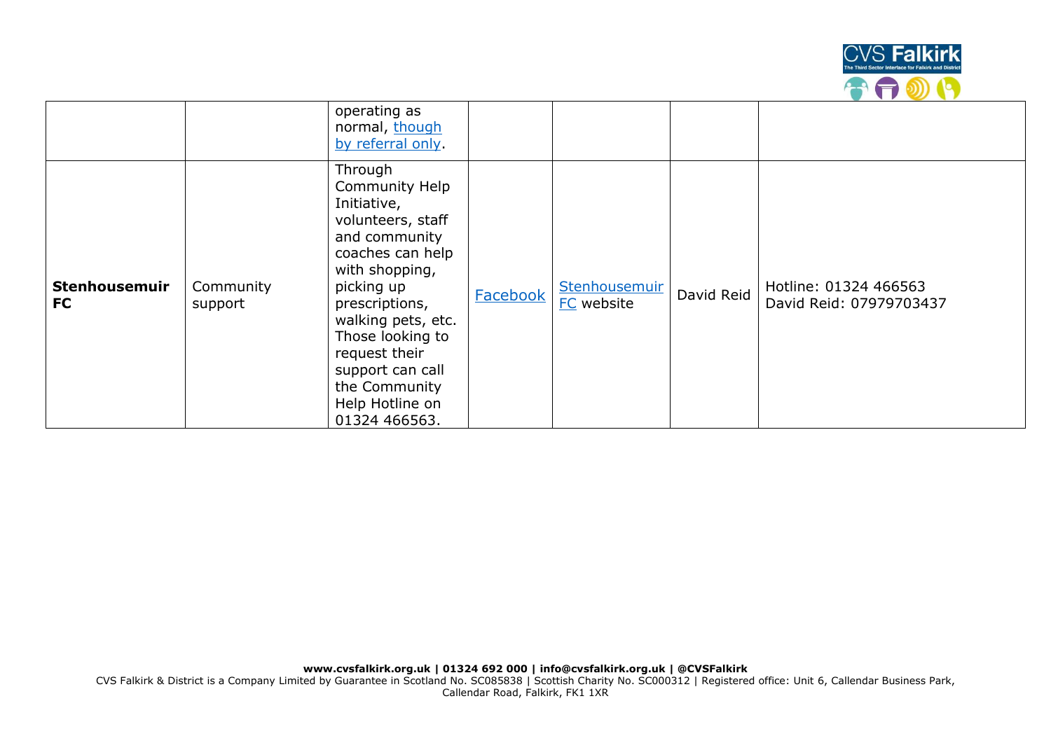| | | | | | | |
|---|---|---|---|---|---|---|
| | | operating as normal, though by referral only. | | | | |
| **Stenhousemuir FC** | Community support | Through Community Help Initiative, volunteers, staff and community coaches can help with shopping, picking up prescriptions, walking pets, etc. Those looking to request their support can call the Community Help Hotline on 01324 466563. | Facebook | Stenhousemuir FC website | David Reid | Hotline: 01324 466563<br>David Reid: 07979703437 |

**www.cvsfalkirk.org.uk | 01324 692 000 | info@cvsfalkirk.org.uk | @CVSFalkirk**
CVS Falkirk & District is a Company Limited by Guarantee in Scotland No. SC085838 | Scottish Charity No. SC000312 | Registered office: Unit 6, Callendar Business Park, Callendar Road, Falkirk, FK1 1XR